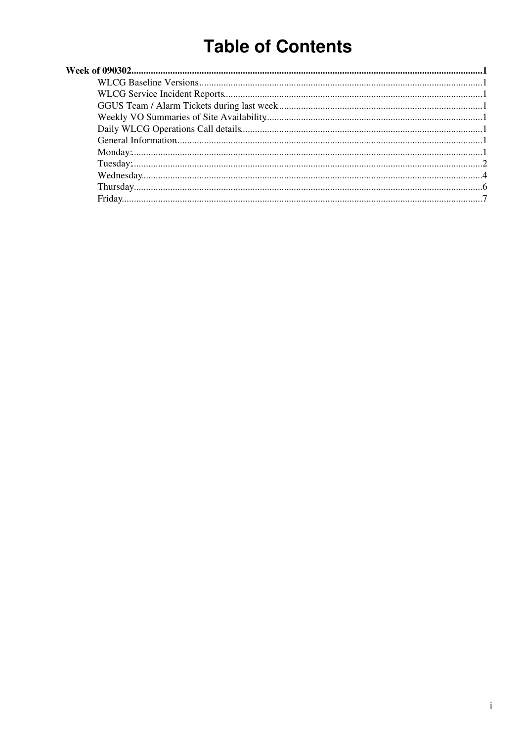# Table of Contents

**Week of 090302**........................................................................................................1

- WLCG Baseline Versions........................................................................................................1
- WLCG Service Incident Reports........................................................................................................1
- GGUS Team / Alarm Tickets during last week........................................................................................................1
- Weekly VO Summaries of Site Availability........................................................................................................1
- Daily WLCG Operations Call details........................................................................................................1
- General Information........................................................................................................1
- Monday:........................................................................................................1
- Tuesday:........................................................................................................2
- Wednesday........................................................................................................4
- Thursday........................................................................................................6
- Friday........................................................................................................7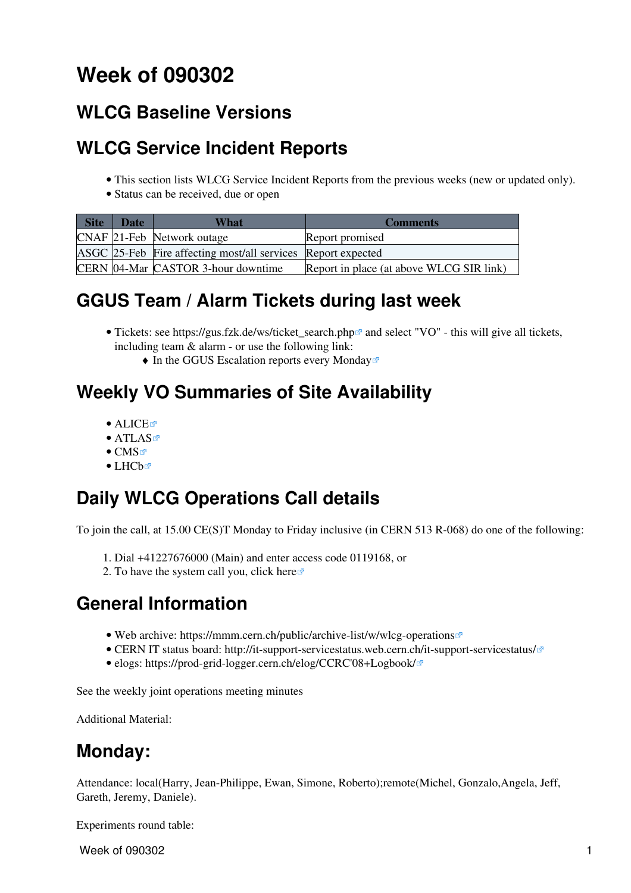# Week of 090302

## WLCG Baseline Versions

## WLCG Service Incident Reports

- This section lists WLCG Service Incident Reports from the previous weeks (new or updated only).
- Status can be received, due or open

| Site | Date | What | Comments |
|---|---|---|---|
| CNAF | 21-Feb | Network outage | Report promised |
| ASGC | 25-Feb | Fire affecting most/all services | Report expected |
| CERN | 04-Mar | CASTOR 3-hour downtime | Report in place (at above WLCG SIR link) |

## GGUS Team / Alarm Tickets during last week

- Tickets: see https://gus.fzk.de/ws/ticket_search.php and select "VO" - this will give all tickets, including team & alarm - or use the following link:
  - In the GGUS Escalation reports every Monday

## Weekly VO Summaries of Site Availability

- ALICE
- ATLAS
- CMS
- LHCb

## Daily WLCG Operations Call details

To join the call, at 15.00 CE(S)T Monday to Friday inclusive (in CERN 513 R-068) do one of the following:

1. Dial +41227676000 (Main) and enter access code 0119168, or
2. To have the system call you, click here

## General Information

- Web archive: https://mmm.cern.ch/public/archive-list/w/wlcg-operations
- CERN IT status board: http://it-support-servicestatus.web.cern.ch/it-support-servicestatus/
- elogs: https://prod-grid-logger.cern.ch/elog/CCRC'08+Logbook/

See the weekly joint operations meeting minutes

Additional Material:

## Monday:

Attendance: local(Harry, Jean-Philippe, Ewan, Simone, Roberto);remote(Michel, Gonzalo,Angela, Jeff, Gareth, Jeremy, Daniele).

Experiments round table: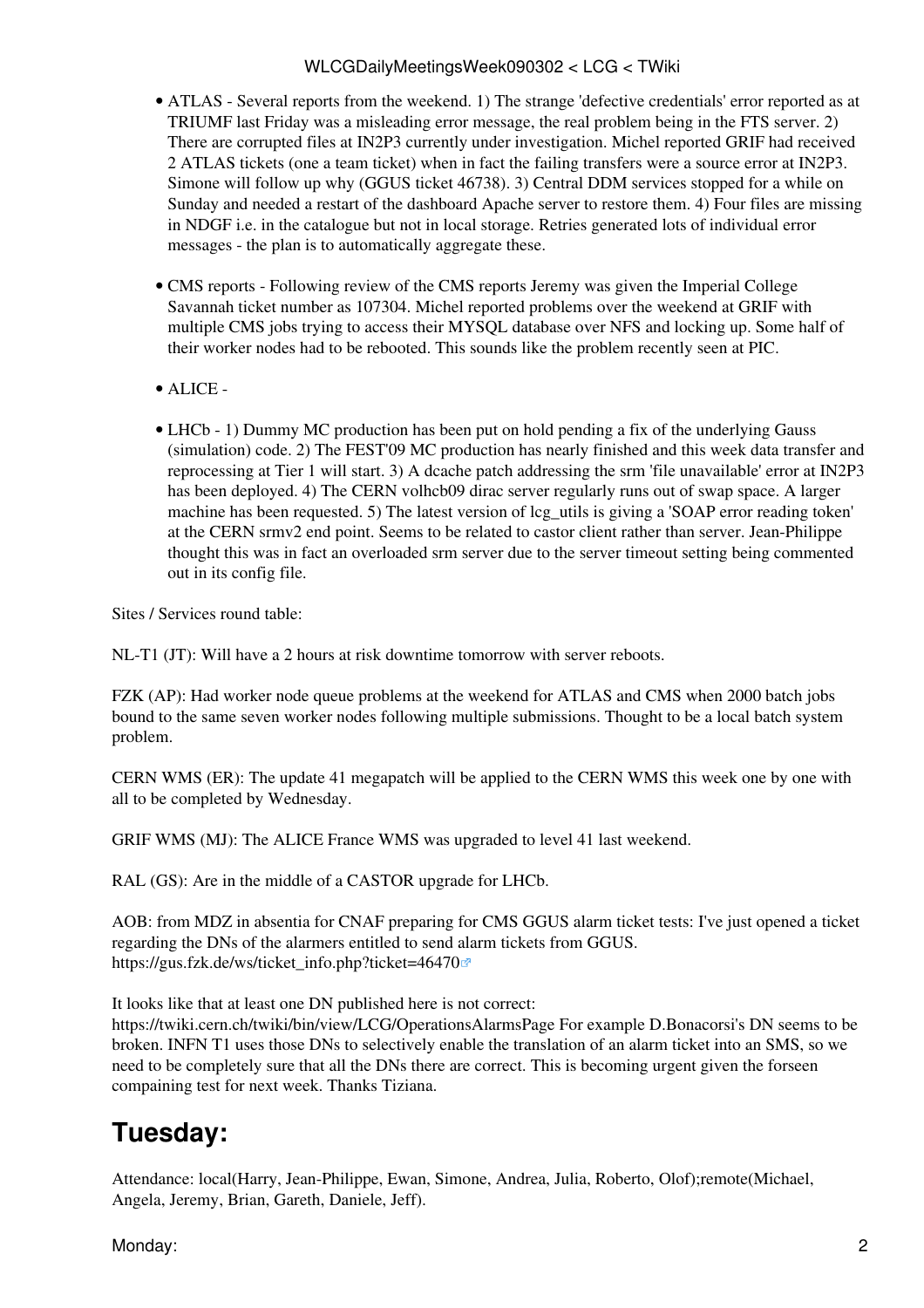- ATLAS - Several reports from the weekend. 1) The strange 'defective credentials' error reported as at TRIUMF last Friday was a misleading error message, the real problem being in the FTS server. 2) There are corrupted files at IN2P3 currently under investigation. Michel reported GRIF had received 2 ATLAS tickets (one a team ticket) when in fact the failing transfers were a source error at IN2P3. Simone will follow up why (GGUS ticket 46738). 3) Central DDM services stopped for a while on Sunday and needed a restart of the dashboard Apache server to restore them. 4) Four files are missing in NDGF i.e. in the catalogue but not in local storage. Retries generated lots of individual error messages - the plan is to automatically aggregate these.

- CMS reports - Following review of the CMS reports Jeremy was given the Imperial College Savannah ticket number as 107304. Michel reported problems over the weekend at GRIF with multiple CMS jobs trying to access their MYSQL database over NFS and locking up. Some half of their worker nodes had to be rebooted. This sounds like the problem recently seen at PIC.

- ALICE -

- LHCb - 1) Dummy MC production has been put on hold pending a fix of the underlying Gauss (simulation) code. 2) The FEST'09 MC production has nearly finished and this week data transfer and reprocessing at Tier 1 will start. 3) A dcache patch addressing the srm 'file unavailable' error at IN2P3 has been deployed. 4) The CERN volhcb09 dirac server regularly runs out of swap space. A larger machine has been requested. 5) The latest version of lcg_utils is giving a 'SOAP error reading token' at the CERN srmv2 end point. Seems to be related to castor client rather than server. Jean-Philippe thought this was in fact an overloaded srm server due to the server timeout setting being commented out in its config file.

Sites / Services round table:

NL-T1 (JT): Will have a 2 hours at risk downtime tomorrow with server reboots.

FZK (AP): Had worker node queue problems at the weekend for ATLAS and CMS when 2000 batch jobs bound to the same seven worker nodes following multiple submissions. Thought to be a local batch system problem.

CERN WMS (ER): The update 41 megapatch will be applied to the CERN WMS this week one by one with all to be completed by Wednesday.

GRIF WMS (MJ): The ALICE France WMS was upgraded to level 41 last weekend.

RAL (GS): Are in the middle of a CASTOR upgrade for LHCb.

AOB: from MDZ in absentia for CNAF preparing for CMS GGUS alarm ticket tests: I've just opened a ticket regarding the DNs of the alarmers entitled to send alarm tickets from GGUS. https://gus.fzk.de/ws/ticket_info.php?ticket=46470

It looks like that at least one DN published here is not correct: https://twiki.cern.ch/twiki/bin/view/LCG/OperationsAlarmsPage For example D.Bonacorsi's DN seems to be broken. INFN T1 uses those DNs to selectively enable the translation of an alarm ticket into an SMS, so we need to be completely sure that all the DNs there are correct. This is becoming urgent given the forseen compaining test for next week. Thanks Tiziana.

## Tuesday:

Attendance: local(Harry, Jean-Philippe, Ewan, Simone, Andrea, Julia, Roberto, Olof);remote(Michael, Angela, Jeremy, Brian, Gareth, Daniele, Jeff).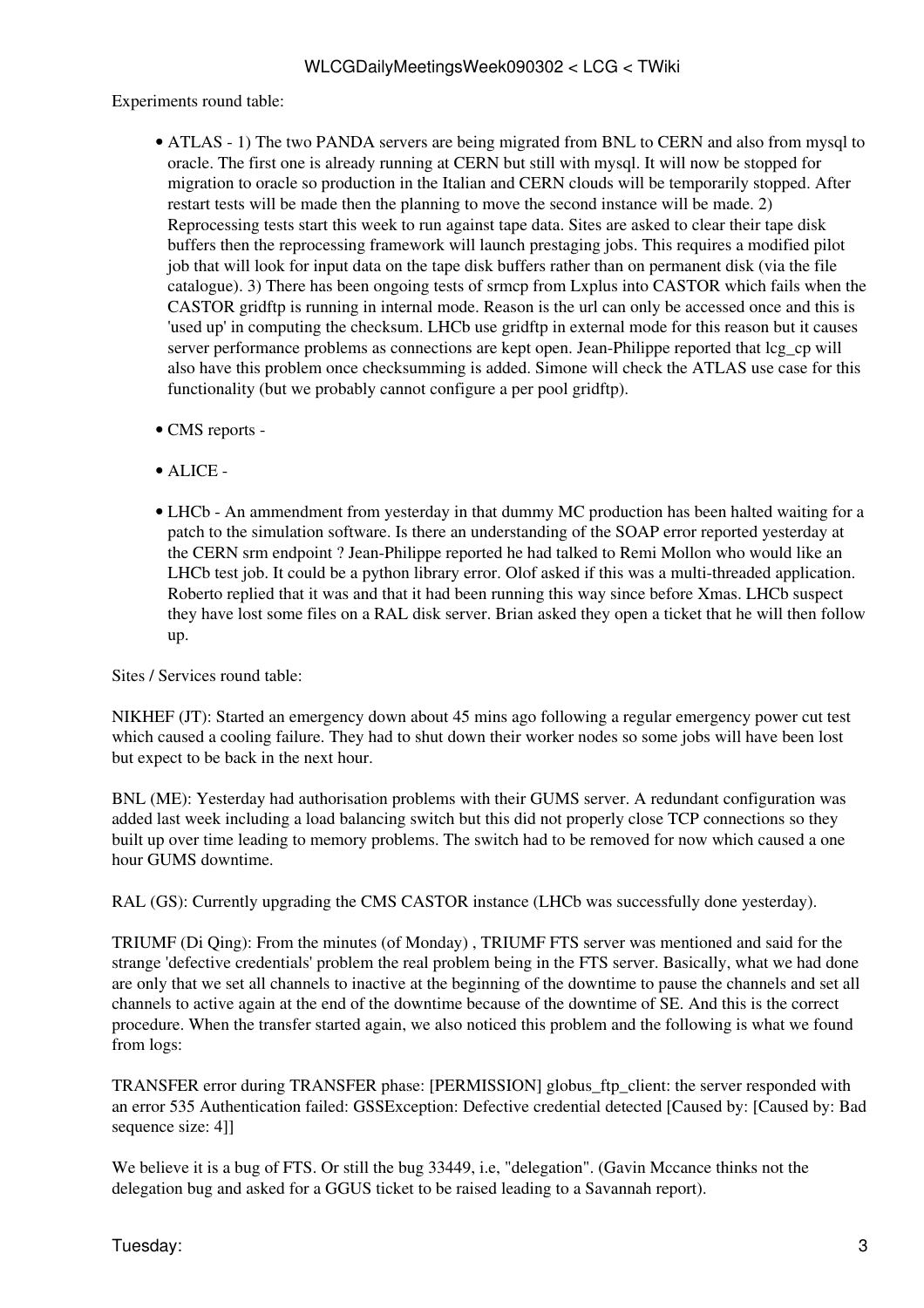Experiments round table:

- ATLAS - 1) The two PANDA servers are being migrated from BNL to CERN and also from mysql to oracle. The first one is already running at CERN but still with mysql. It will now be stopped for migration to oracle so production in the Italian and CERN clouds will be temporarily stopped. After restart tests will be made then the planning to move the second instance will be made. 2) Reprocessing tests start this week to run against tape data. Sites are asked to clear their tape disk buffers then the reprocessing framework will launch prestaging jobs. This requires a modified pilot job that will look for input data on the tape disk buffers rather than on permanent disk (via the file catalogue). 3) There has been ongoing tests of srmcp from Lxplus into CASTOR which fails when the CASTOR gridftp is running in internal mode. Reason is the url can only be accessed once and this is 'used up' in computing the checksum. LHCb use gridftp in external mode for this reason but it causes server performance problems as connections are kept open. Jean-Philippe reported that lcg_cp will also have this problem once checksumming is added. Simone will check the ATLAS use case for this functionality (but we probably cannot configure a per pool gridftp).

- CMS reports -

- ALICE -

- LHCb - An ammendment from yesterday in that dummy MC production has been halted waiting for a patch to the simulation software. Is there an understanding of the SOAP error reported yesterday at the CERN srm endpoint ? Jean-Philippe reported he had talked to Remi Mollon who would like an LHCb test job. It could be a python library error. Olof asked if this was a multi-threaded application. Roberto replied that it was and that it had been running this way since before Xmas. LHCb suspect they have lost some files on a RAL disk server. Brian asked they open a ticket that he will then follow up.

Sites / Services round table:

NIKHEF (JT): Started an emergency down about 45 mins ago following a regular emergency power cut test which caused a cooling failure. They had to shut down their worker nodes so some jobs will have been lost but expect to be back in the next hour.

BNL (ME): Yesterday had authorisation problems with their GUMS server. A redundant configuration was added last week including a load balancing switch but this did not properly close TCP connections so they built up over time leading to memory problems. The switch had to be removed for now which caused a one hour GUMS downtime.

RAL (GS): Currently upgrading the CMS CASTOR instance (LHCb was successfully done yesterday).

TRIUMF (Di Qing): From the minutes (of Monday) , TRIUMF FTS server was mentioned and said for the strange 'defective credentials' problem the real problem being in the FTS server. Basically, what we had done are only that we set all channels to inactive at the beginning of the downtime to pause the channels and set all channels to active again at the end of the downtime because of the downtime of SE. And this is the correct procedure. When the transfer started again, we also noticed this problem and the following is what we found from logs:

TRANSFER error during TRANSFER phase: [PERMISSION] globus_ftp_client: the server responded with an error 535 Authentication failed: GSSException: Defective credential detected [Caused by: [Caused by: Bad sequence size: 4]]

We believe it is a bug of FTS. Or still the bug 33449, i.e, "delegation". (Gavin Mccance thinks not the delegation bug and asked for a GGUS ticket to be raised leading to a Savannah report).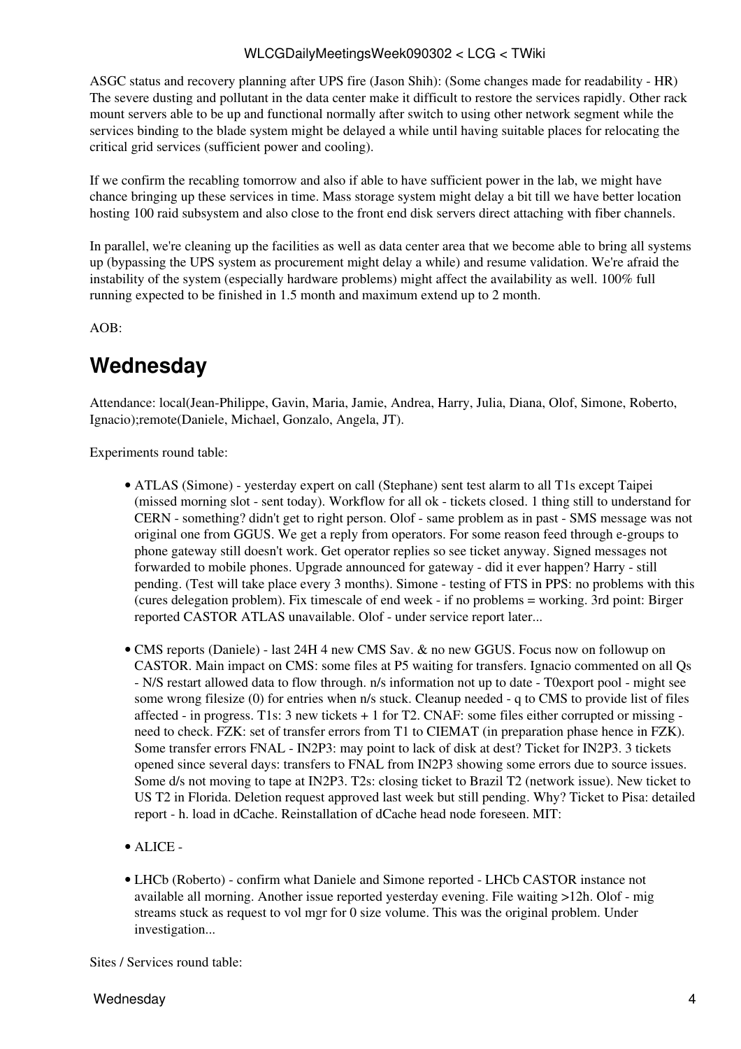ASGC status and recovery planning after UPS fire (Jason Shih): (Some changes made for readability - HR) The severe dusting and pollutant in the data center make it difficult to restore the services rapidly. Other rack mount servers able to be up and functional normally after switch to using other network segment while the services binding to the blade system might be delayed a while until having suitable places for relocating the critical grid services (sufficient power and cooling).

If we confirm the recabling tomorrow and also if able to have sufficient power in the lab, we might have chance bringing up these services in time. Mass storage system might delay a bit till we have better location hosting 100 raid subsystem and also close to the front end disk servers direct attaching with fiber channels.

In parallel, we're cleaning up the facilities as well as data center area that we become able to bring all systems up (bypassing the UPS system as procurement might delay a while) and resume validation. We're afraid the instability of the system (especially hardware problems) might affect the availability as well. 100% full running expected to be finished in 1.5 month and maximum extend up to 2 month.

AOB:

# Wednesday

Attendance: local(Jean-Philippe, Gavin, Maria, Jamie, Andrea, Harry, Julia, Diana, Olof, Simone, Roberto, Ignacio);remote(Daniele, Michael, Gonzalo, Angela, JT).

Experiments round table:

- ATLAS (Simone) - yesterday expert on call (Stephane) sent test alarm to all T1s except Taipei (missed morning slot - sent today). Workflow for all ok - tickets closed. 1 thing still to understand for CERN - something? didn't get to right person. Olof - same problem as in past - SMS message was not original one from GGUS. We get a reply from operators. For some reason feed through e-groups to phone gateway still doesn't work. Get operator replies so see ticket anyway. Signed messages not forwarded to mobile phones. Upgrade announced for gateway - did it ever happen? Harry - still pending. (Test will take place every 3 months). Simone - testing of FTS in PPS: no problems with this (cures delegation problem). Fix timescale of end week - if no problems = working. 3rd point: Birger reported CASTOR ATLAS unavailable. Olof - under service report later...

- CMS reports (Daniele) - last 24H 4 new CMS Sav. & no new GGUS. Focus now on followup on CASTOR. Main impact on CMS: some files at P5 waiting for transfers. Ignacio commented on all Qs - N/S restart allowed data to flow through. n/s information not up to date - T0export pool - might see some wrong filesize (0) for entries when n/s stuck. Cleanup needed - q to CMS to provide list of files affected - in progress. T1s: 3 new tickets + 1 for T2. CNAF: some files either corrupted or missing - need to check. FZK: set of transfer errors from T1 to CIEMAT (in preparation phase hence in FZK). Some transfer errors FNAL - IN2P3: may point to lack of disk at dest? Ticket for IN2P3. 3 tickets opened since several days: transfers to FNAL from IN2P3 showing some errors due to source issues. Some d/s not moving to tape at IN2P3. T2s: closing ticket to Brazil T2 (network issue). New ticket to US T2 in Florida. Deletion request approved last week but still pending. Why? Ticket to Pisa: detailed report - h. load in dCache. Reinstallation of dCache head node foreseen. MIT:

- ALICE -

- LHCb (Roberto) - confirm what Daniele and Simone reported - LHCb CASTOR instance not available all morning. Another issue reported yesterday evening. File waiting >12h. Olof - mig streams stuck as request to vol mgr for 0 size volume. This was the original problem. Under investigation...

Sites / Services round table: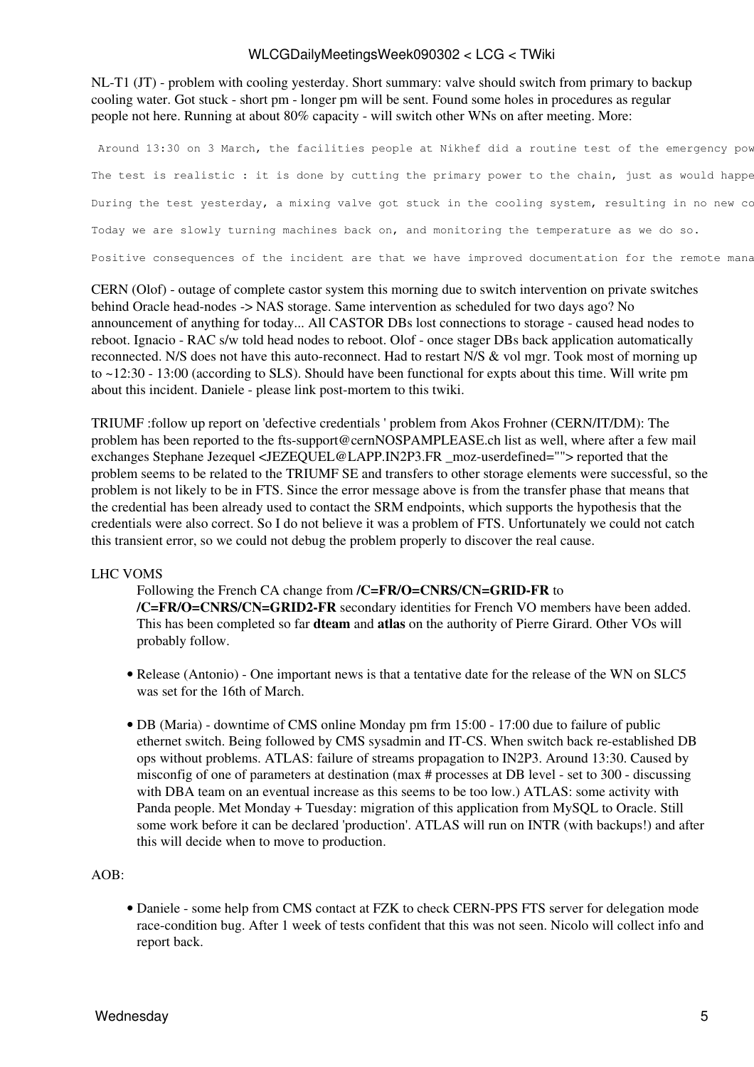NL-T1 (JT) - problem with cooling yesterday. Short summary: valve should switch from primary to backup cooling water. Got stuck - short pm - longer pm will be sent. Found some holes in procedures as regular people not here. Running at about 80% capacity - will switch other WNs on after meeting. More:

```
 Around 13:30 on 3 March, the facilities people at Nikhef did a routine test of the emergency pow

The test is realistic : it is done by cutting the primary power to the chain, just as would happe

During the test yesterday, a mixing valve got stuck in the cooling system, resulting in no new co

Today we are slowly turning machines back on, and monitoring the temperature as we do so.

Positive consequences of the incident are that we have improved documentation for the remote mana
```

CERN (Olof) - outage of complete castor system this morning due to switch intervention on private switches behind Oracle head-nodes -> NAS storage. Same intervention as scheduled for two days ago? No announcement of anything for today... All CASTOR DBs lost connections to storage - caused head nodes to reboot. Ignacio - RAC s/w told head nodes to reboot. Olof - once stager DBs back application automatically reconnected. N/S does not have this auto-reconnect. Had to restart N/S & vol mgr. Took most of morning up to ~12:30 - 13:00 (according to SLS). Should have been functional for expts about this time. Will write pm about this incident. Daniele - please link post-mortem to this twiki.

TRIUMF :follow up report on 'defective credentials ' problem from Akos Frohner (CERN/IT/DM): The problem has been reported to the fts-support@cernNOSPAMPLEASE.ch list as well, where after a few mail exchanges Stephane Jezequel <JEZEQUEL@LAPP.IN2P3.FR _moz-userdefined=""> reported that the problem seems to be related to the TRIUMF SE and transfers to other storage elements were successful, so the problem is not likely to be in FTS. Since the error message above is from the transfer phase that means that the credential has been already used to contact the SRM endpoints, which supports the hypothesis that the credentials were also correct. So I do not believe it was a problem of FTS. Unfortunately we could not catch this transient error, so we could not debug the problem properly to discover the real cause.

LHC VOMS

> Following the French CA change from **/C=FR/O=CNRS/CN=GRID-FR** to **/C=FR/O=CNRS/CN=GRID2-FR** secondary identities for French VO members have been added. This has been completed so far **dteam** and **atlas** on the authority of Pierre Girard. Other VOs will probably follow.

- Release (Antonio) - One important news is that a tentative date for the release of the WN on SLC5 was set for the 16th of March.

- DB (Maria) - downtime of CMS online Monday pm frm 15:00 - 17:00 due to failure of public ethernet switch. Being followed by CMS sysadmin and IT-CS. When switch back re-established DB ops without problems. ATLAS: failure of streams propagation to IN2P3. Around 13:30. Caused by misconfig of one of parameters at destination (max # processes at DB level - set to 300 - discussing with DBA team on an eventual increase as this seems to be too low.) ATLAS: some activity with Panda people. Met Monday + Tuesday: migration of this application from MySQL to Oracle. Still some work before it can be declared 'production'. ATLAS will run on INTR (with backups!) and after this will decide when to move to production.

AOB:

- Daniele - some help from CMS contact at FZK to check CERN-PPS FTS server for delegation mode race-condition bug. After 1 week of tests confident that this was not seen. Nicolo will collect info and report back.

Wednesday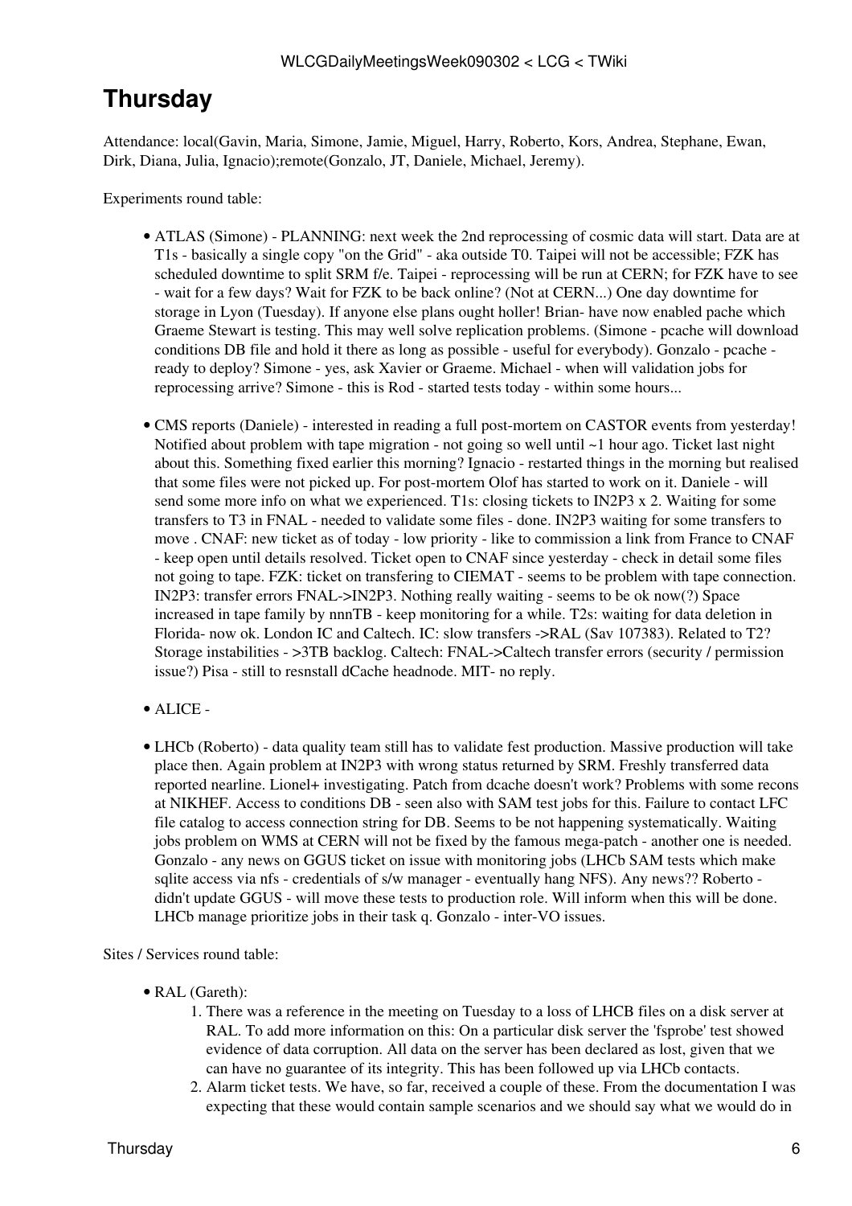# Thursday

Attendance: local(Gavin, Maria, Simone, Jamie, Miguel, Harry, Roberto, Kors, Andrea, Stephane, Ewan, Dirk, Diana, Julia, Ignacio);remote(Gonzalo, JT, Daniele, Michael, Jeremy).

Experiments round table:

- ATLAS (Simone) - PLANNING: next week the 2nd reprocessing of cosmic data will start. Data are at T1s - basically a single copy "on the Grid" - aka outside T0. Taipei will not be accessible; FZK has scheduled downtime to split SRM f/e. Taipei - reprocessing will be run at CERN; for FZK have to see - wait for a few days? Wait for FZK to be back online? (Not at CERN...) One day downtime for storage in Lyon (Tuesday). If anyone else plans ought holler! Brian- have now enabled pache which Graeme Stewart is testing. This may well solve replication problems. (Simone - pcache will download conditions DB file and hold it there as long as possible - useful for everybody). Gonzalo - pcache - ready to deploy? Simone - yes, ask Xavier or Graeme. Michael - when will validation jobs for reprocessing arrive? Simone - this is Rod - started tests today - within some hours...

- CMS reports (Daniele) - interested in reading a full post-mortem on CASTOR events from yesterday! Notified about problem with tape migration - not going so well until ~1 hour ago. Ticket last night about this. Something fixed earlier this morning? Ignacio - restarted things in the morning but realised that some files were not picked up. For post-mortem Olof has started to work on it. Daniele - will send some more info on what we experienced. T1s: closing tickets to IN2P3 x 2. Waiting for some transfers to T3 in FNAL - needed to validate some files - done. IN2P3 waiting for some transfers to move . CNAF: new ticket as of today - low priority - like to commission a link from France to CNAF - keep open until details resolved. Ticket open to CNAF since yesterday - check in detail some files not going to tape. FZK: ticket on transfering to CIEMAT - seems to be problem with tape connection. IN2P3: transfer errors FNAL->IN2P3. Nothing really waiting - seems to be ok now(?) Space increased in tape family by nnnTB - keep monitoring for a while. T2s: waiting for data deletion in Florida- now ok. London IC and Caltech. IC: slow transfers ->RAL (Sav 107383). Related to T2? Storage instabilities - >3TB backlog. Caltech: FNAL->Caltech transfer errors (security / permission issue?) Pisa - still to resnstall dCache headnode. MIT- no reply.

- ALICE -

- LHCb (Roberto) - data quality team still has to validate fest production. Massive production will take place then. Again problem at IN2P3 with wrong status returned by SRM. Freshly transferred data reported nearline. Lionel+ investigating. Patch from dcache doesn't work? Problems with some recons at NIKHEF. Access to conditions DB - seen also with SAM test jobs for this. Failure to contact LFC file catalog to access connection string for DB. Seems to be not happening systematically. Waiting jobs problem on WMS at CERN will not be fixed by the famous mega-patch - another one is needed. Gonzalo - any news on GGUS ticket on issue with monitoring jobs (LHCb SAM tests which make sqlite access via nfs - credentials of s/w manager - eventually hang NFS). Any news?? Roberto - didn't update GGUS - will move these tests to production role. Will inform when this will be done. LHCb manage prioritize jobs in their task q. Gonzalo - inter-VO issues.

Sites / Services round table:

- RAL (Gareth):
  1. There was a reference in the meeting on Tuesday to a loss of LHCB files on a disk server at RAL. To add more information on this: On a particular disk server the 'fsprobe' test showed evidence of data corruption. All data on the server has been declared as lost, given that we can have no guarantee of its integrity. This has been followed up via LHCb contacts.
  2. Alarm ticket tests. We have, so far, received a couple of these. From the documentation I was expecting that these would contain sample scenarios and we should say what we would do in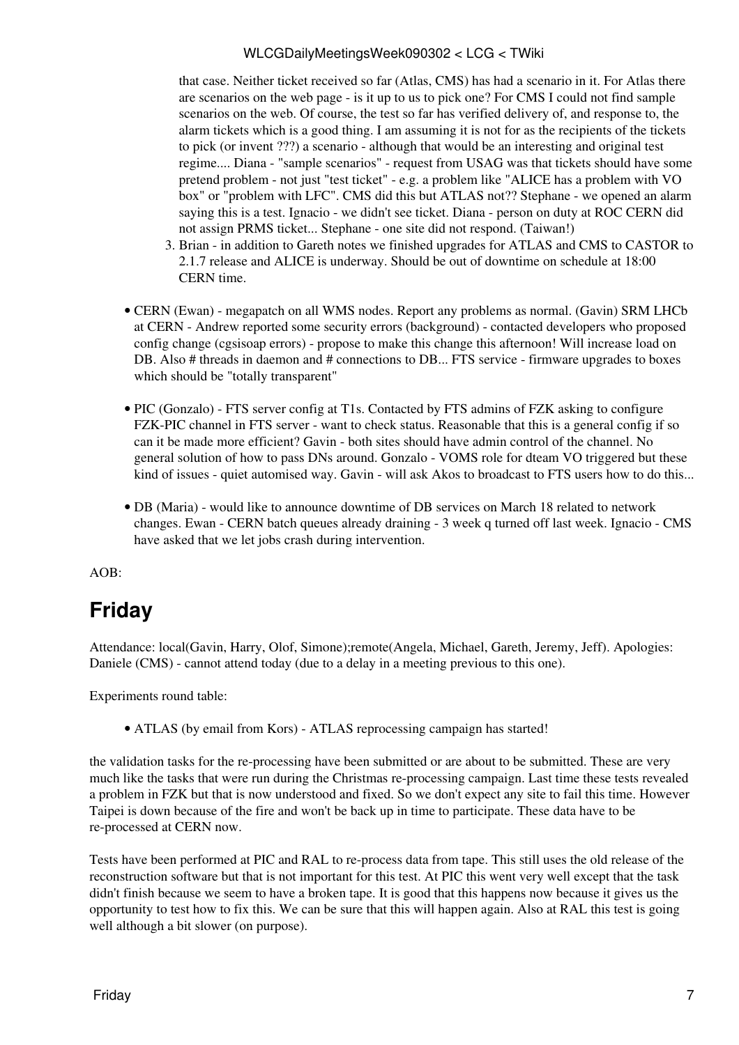that case. Neither ticket received so far (Atlas, CMS) has had a scenario in it. For Atlas there are scenarios on the web page - is it up to us to pick one? For CMS I could not find sample scenarios on the web. Of course, the test so far has verified delivery of, and response to, the alarm tickets which is a good thing. I am assuming it is not for as the recipients of the tickets to pick (or invent ???) a scenario - although that would be an interesting and original test regime.... Diana - "sample scenarios" - request from USAG was that tickets should have some pretend problem - not just "test ticket" - e.g. a problem like "ALICE has a problem with VO box" or "problem with LFC". CMS did this but ATLAS not?? Stephane - we opened an alarm saying this is a test. Ignacio - we didn't see ticket. Diana - person on duty at ROC CERN did not assign PRMS ticket... Stephane - one site did not respond. (Taiwan!)

3. Brian - in addition to Gareth notes we finished upgrades for ATLAS and CMS to CASTOR to 2.1.7 release and ALICE is underway. Should be out of downtime on schedule at 18:00 CERN time.

- CERN (Ewan) - megapatch on all WMS nodes. Report any problems as normal. (Gavin) SRM LHCb at CERN - Andrew reported some security errors (background) - contacted developers who proposed config change (cgsisoap errors) - propose to make this change this afternoon! Will increase load on DB. Also # threads in daemon and # connections to DB... FTS service - firmware upgrades to boxes which should be "totally transparent"

- PIC (Gonzalo) - FTS server config at T1s. Contacted by FTS admins of FZK asking to configure FZK-PIC channel in FTS server - want to check status. Reasonable that this is a general config if so can it be made more efficient? Gavin - both sites should have admin control of the channel. No general solution of how to pass DNs around. Gonzalo - VOMS role for dteam VO triggered but these kind of issues - quiet automised way. Gavin - will ask Akos to broadcast to FTS users how to do this...

- DB (Maria) - would like to announce downtime of DB services on March 18 related to network changes. Ewan - CERN batch queues already draining - 3 week q turned off last week. Ignacio - CMS have asked that we let jobs crash during intervention.

AOB:

## Friday

Attendance: local(Gavin, Harry, Olof, Simone);remote(Angela, Michael, Gareth, Jeremy, Jeff). Apologies: Daniele (CMS) - cannot attend today (due to a delay in a meeting previous to this one).

Experiments round table:

- ATLAS (by email from Kors) - ATLAS reprocessing campaign has started!

the validation tasks for the re-processing have been submitted or are about to be submitted. These are very much like the tasks that were run during the Christmas re-processing campaign. Last time these tests revealed a problem in FZK but that is now understood and fixed. So we don't expect any site to fail this time. However Taipei is down because of the fire and won't be back up in time to participate. These data have to be re-processed at CERN now.

Tests have been performed at PIC and RAL to re-process data from tape. This still uses the old release of the reconstruction software but that is not important for this test. At PIC this went very well except that the task didn't finish because we seem to have a broken tape. It is good that this happens now because it gives us the opportunity to test how to fix this. We can be sure that this will happen again. Also at RAL this test is going well although a bit slower (on purpose).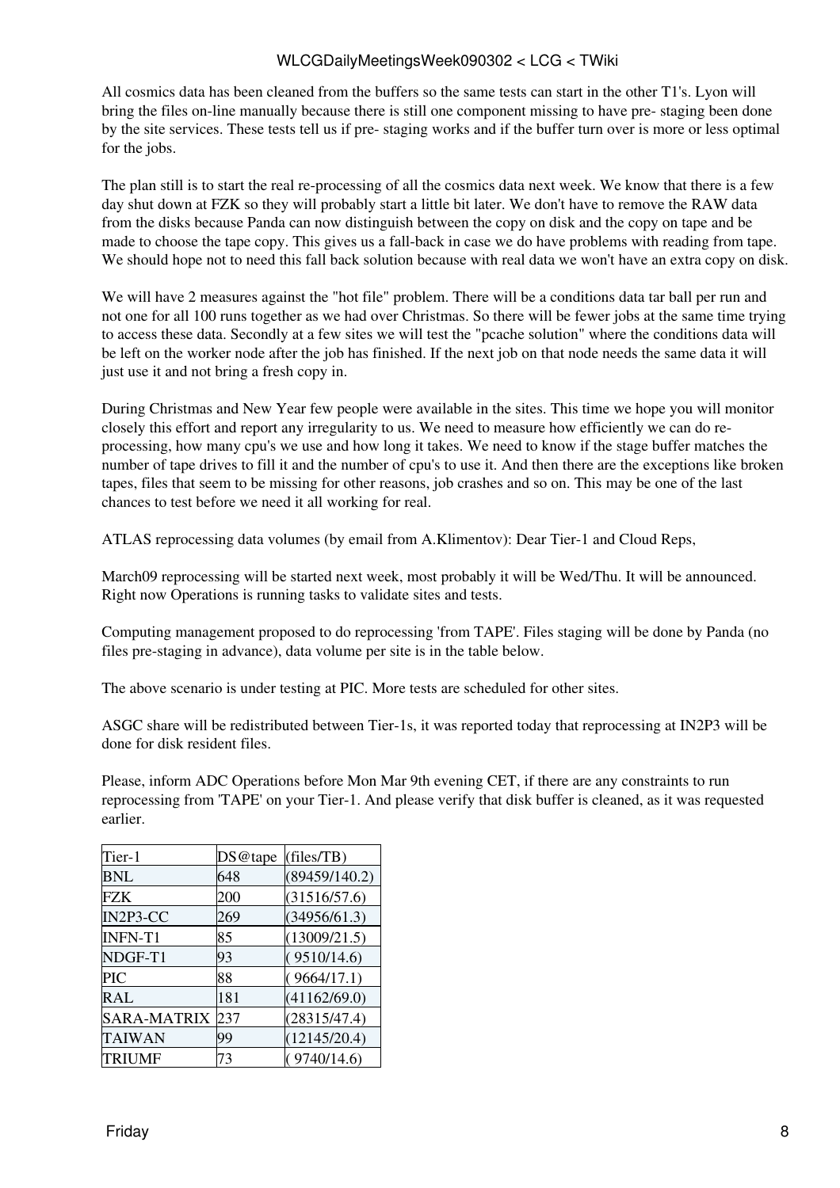All cosmics data has been cleaned from the buffers so the same tests can start in the other T1's. Lyon will bring the files on-line manually because there is still one component missing to have pre- staging been done by the site services. These tests tell us if pre- staging works and if the buffer turn over is more or less optimal for the jobs.

The plan still is to start the real re-processing of all the cosmics data next week. We know that there is a few day shut down at FZK so they will probably start a little bit later. We don't have to remove the RAW data from the disks because Panda can now distinguish between the copy on disk and the copy on tape and be made to choose the tape copy. This gives us a fall-back in case we do have problems with reading from tape. We should hope not to need this fall back solution because with real data we won't have an extra copy on disk.

We will have 2 measures against the "hot file" problem. There will be a conditions data tar ball per run and not one for all 100 runs together as we had over Christmas. So there will be fewer jobs at the same time trying to access these data. Secondly at a few sites we will test the "pcache solution" where the conditions data will be left on the worker node after the job has finished. If the next job on that node needs the same data it will just use it and not bring a fresh copy in.

During Christmas and New Year few people were available in the sites. This time we hope you will monitor closely this effort and report any irregularity to us. We need to measure how efficiently we can do re-processing, how many cpu's we use and how long it takes. We need to know if the stage buffer matches the number of tape drives to fill it and the number of cpu's to use it. And then there are the exceptions like broken tapes, files that seem to be missing for other reasons, job crashes and so on. This may be one of the last chances to test before we need it all working for real.

ATLAS reprocessing data volumes (by email from A.Klimentov): Dear Tier-1 and Cloud Reps,

March09 reprocessing will be started next week, most probably it will be Wed/Thu. It will be announced. Right now Operations is running tasks to validate sites and tests.

Computing management proposed to do reprocessing 'from TAPE'. Files staging will be done by Panda (no files pre-staging in advance), data volume per site is in the table below.

The above scenario is under testing at PIC. More tests are scheduled for other sites.

ASGC share will be redistributed between Tier-1s, it was reported today that reprocessing at IN2P3 will be done for disk resident files.

Please, inform ADC Operations before Mon Mar 9th evening CET, if there are any constraints to run reprocessing from 'TAPE' on your Tier-1. And please verify that disk buffer is cleaned, as it was requested earlier.

| Tier-1 | DS@tape | (files/TB) |
|---|---|---|
| BNL | 648 | (89459/140.2) |
| FZK | 200 | (31516/57.6) |
| IN2P3-CC | 269 | (34956/61.3) |
| INFN-T1 | 85 | (13009/21.5) |
| NDGF-T1 | 93 | ( 9510/14.6) |
| PIC | 88 | ( 9664/17.1) |
| RAL | 181 | (41162/69.0) |
| SARA-MATRIX | 237 | (28315/47.4) |
| TAIWAN | 99 | (12145/20.4) |
| TRIUMF | 73 | ( 9740/14.6) |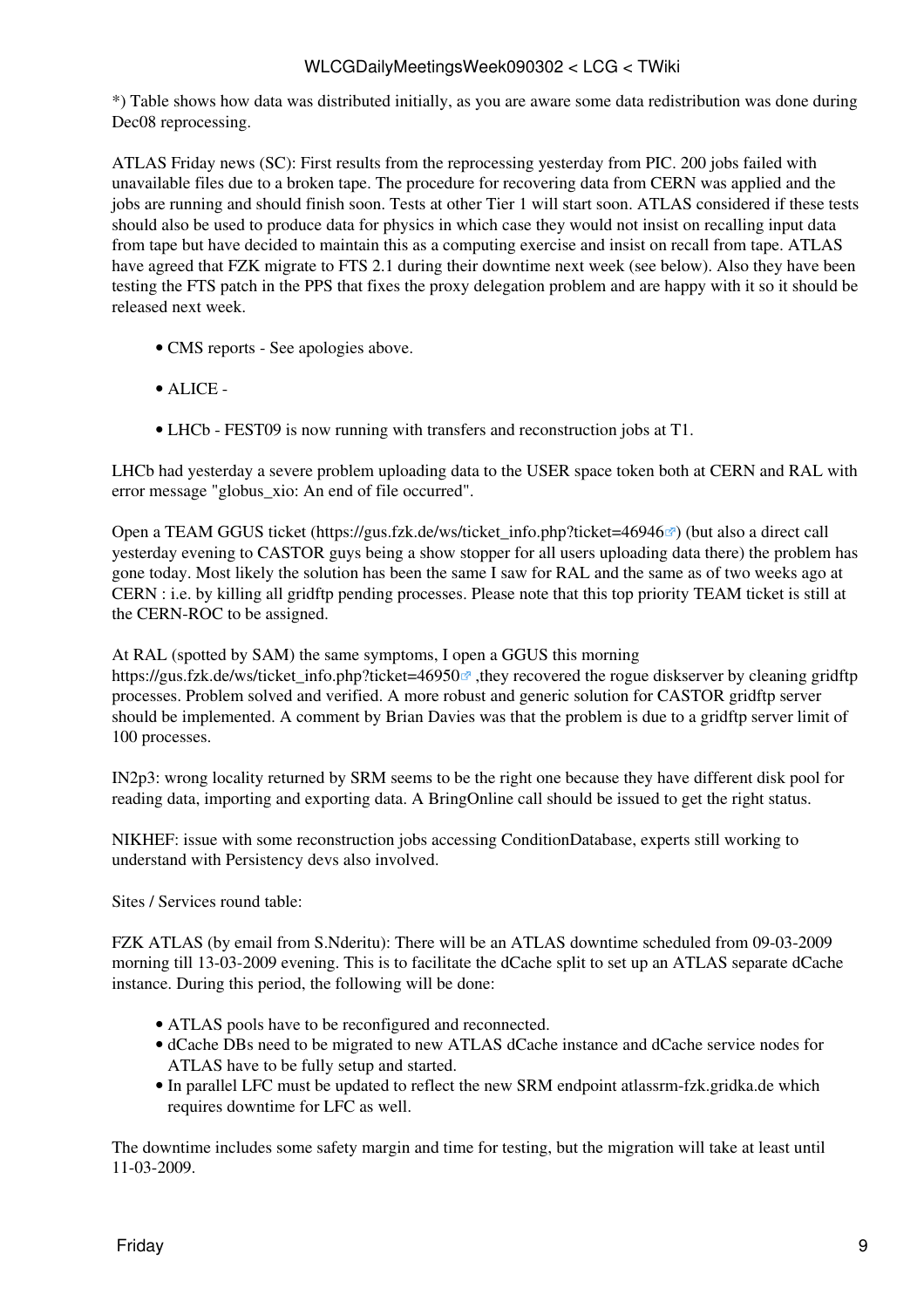*) Table shows how data was distributed initially, as you are aware some data redistribution was done during Dec08 reprocessing.

ATLAS Friday news (SC): First results from the reprocessing yesterday from PIC. 200 jobs failed with unavailable files due to a broken tape. The procedure for recovering data from CERN was applied and the jobs are running and should finish soon. Tests at other Tier 1 will start soon. ATLAS considered if these tests should also be used to produce data for physics in which case they would not insist on recalling input data from tape but have decided to maintain this as a computing exercise and insist on recall from tape. ATLAS have agreed that FZK migrate to FTS 2.1 during their downtime next week (see below). Also they have been testing the FTS patch in the PPS that fixes the proxy delegation problem and are happy with it so it should be released next week.

- CMS reports - See apologies above.
- ALICE -
- LHCb - FEST09 is now running with transfers and reconstruction jobs at T1.

LHCb had yesterday a severe problem uploading data to the USER space token both at CERN and RAL with error message "globus_xio: An end of file occurred".

Open a TEAM GGUS ticket (https://gus.fzk.de/ws/ticket_info.php?ticket=46946) (but also a direct call yesterday evening to CASTOR guys being a show stopper for all users uploading data there) the problem has gone today. Most likely the solution has been the same I saw for RAL and the same as of two weeks ago at CERN : i.e. by killing all gridftp pending processes. Please note that this top priority TEAM ticket is still at the CERN-ROC to be assigned.

At RAL (spotted by SAM) the same symptoms, I open a GGUS this morning https://gus.fzk.de/ws/ticket_info.php?ticket=46950 ,they recovered the rogue diskserver by cleaning gridftp processes. Problem solved and verified. A more robust and generic solution for CASTOR gridftp server should be implemented. A comment by Brian Davies was that the problem is due to a gridftp server limit of 100 processes.

IN2p3: wrong locality returned by SRM seems to be the right one because they have different disk pool for reading data, importing and exporting data. A BringOnline call should be issued to get the right status.

NIKHEF: issue with some reconstruction jobs accessing ConditionDatabase, experts still working to understand with Persistency devs also involved.

Sites / Services round table:

FZK ATLAS (by email from S.Nderitu): There will be an ATLAS downtime scheduled from 09-03-2009 morning till 13-03-2009 evening. This is to facilitate the dCache split to set up an ATLAS separate dCache instance. During this period, the following will be done:

- ATLAS pools have to be reconfigured and reconnected.
- dCache DBs need to be migrated to new ATLAS dCache instance and dCache service nodes for ATLAS have to be fully setup and started.
- In parallel LFC must be updated to reflect the new SRM endpoint atlassrm-fzk.gridka.de which requires downtime for LFC as well.

The downtime includes some safety margin and time for testing, but the migration will take at least until 11-03-2009.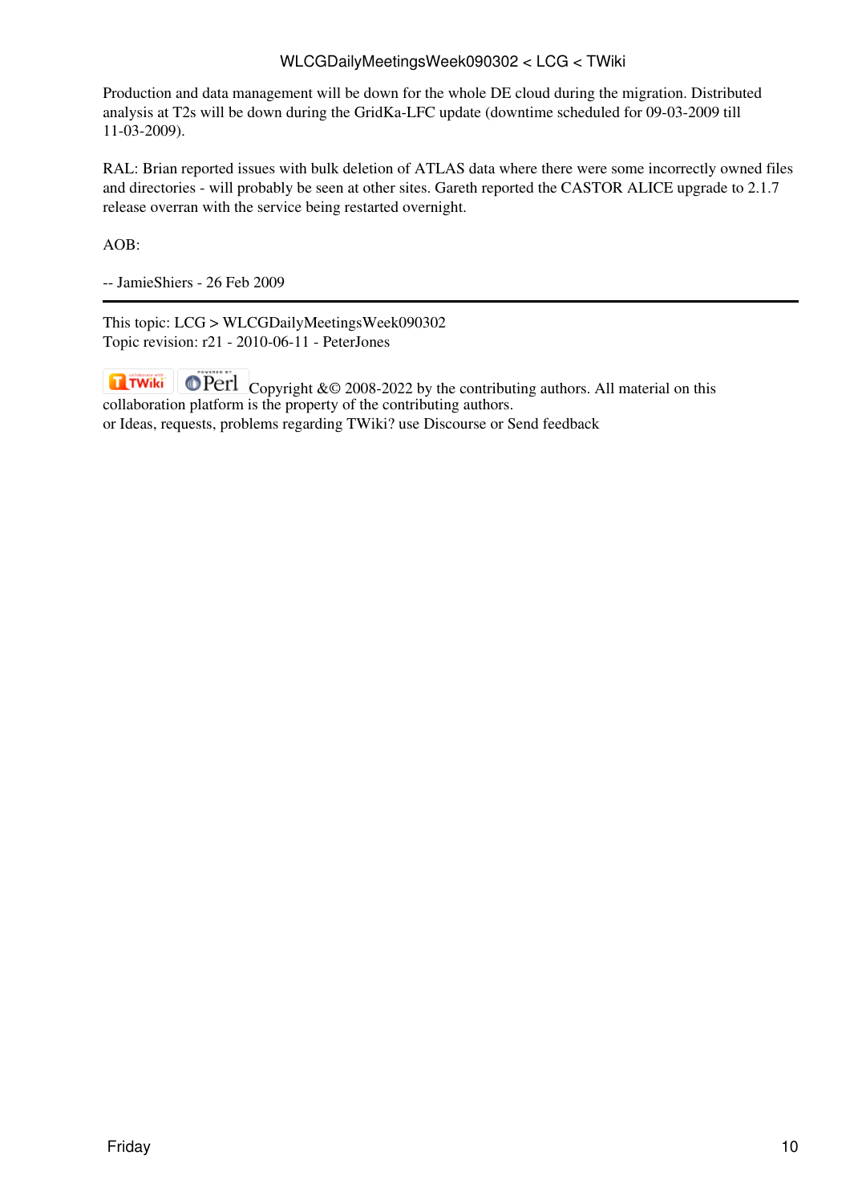Production and data management will be down for the whole DE cloud during the migration. Distributed analysis at T2s will be down during the GridKa-LFC update (downtime scheduled for 09-03-2009 till 11-03-2009).

RAL: Brian reported issues with bulk deletion of ATLAS data where there were some incorrectly owned files and directories - will probably be seen at other sites. Gareth reported the CASTOR ALICE upgrade to 2.1.7 release overran with the service being restarted overnight.

AOB:

-- JamieShiers - 26 Feb 2009

---

This topic: LCG > WLCGDailyMeetingsWeek090302
Topic revision: r21 - 2010-06-11 - PeterJones

Copyright &© 2008-2022 by the contributing authors. All material on this collaboration platform is the property of the contributing authors.
or Ideas, requests, problems regarding TWiki? use Discourse or Send feedback